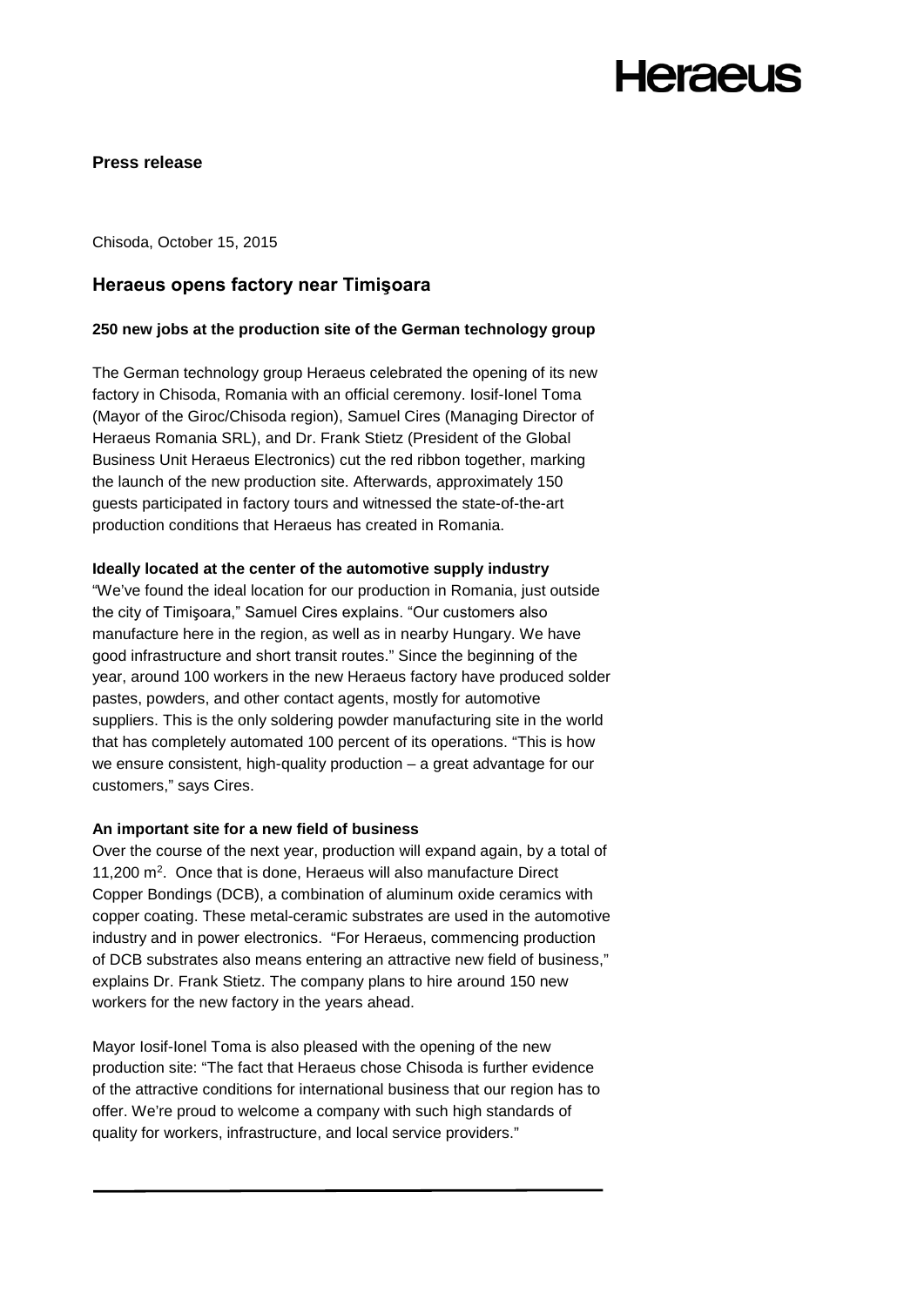Heraeus

**Press release**

Chisoda, October 15, 2015

## Heraeus opens factory near Timişoara

### 250 new jobs at the production site of the German technology group

The German technology group Heraeus celebrated the opening of its new factory in Chisoda, Romania with an official ceremony. Iosif-Ionel Toma (Mayor of the Giroc/Chisoda region), Samuel Cires (Managing Director of Heraeus Romania SRL), and Dr. Frank Stietz (President of the Global Business Unit Heraeus Electronics) cut the red ribbon together, marking the launch of the new production site. Afterwards, approximately 150 guests participated in factory tours and witnessed the state-of-the-art production conditions that Heraeus has created in Romania.

**Ideally located at the center of the automotive supply industry**

"We've found the ideal location for our production in Romania, just outside the city of Timişoara," Samuel Cires explains. "Our customers also manufacture here in the region, as well as in nearby Hungary. We have good infrastructure and short transit routes." Since the beginning of the year, around 100 workers in the new Heraeus factory have produced solder pastes, powders, and other contact agents, mostly for automotive suppliers. This is the only soldering powder manufacturing site in the world that has completely automated 100 percent of its operations. "This is how we ensure consistent, high-quality production – a great advantage for our customers," says Cires.

**An important site for a new field of business**

Over the course of the next year, production will expand again, by a total of 11,200 $m^2$. Once that is done, Heraeus will also manufacture Direct Copper Bondings (DCB), a combination of aluminum oxide ceramics with copper coating. These metal-ceramic substrates are used in the automotive industry and in power electronics. "For Heraeus, commencing production of DCB substrates also means entering an attractive new field of business," explains Dr. Frank Stietz. The company plans to hire around 150 new workers for the new factory in the years ahead.

Mayor Iosif-Ionel Toma is also pleased with the opening of the new production site: "The fact that Heraeus chose Chisoda is further evidence of the attractive conditions for international business that our region has to offer. We're proud to welcome a company with such high standards of quality for workers, infrastructure, and local service providers."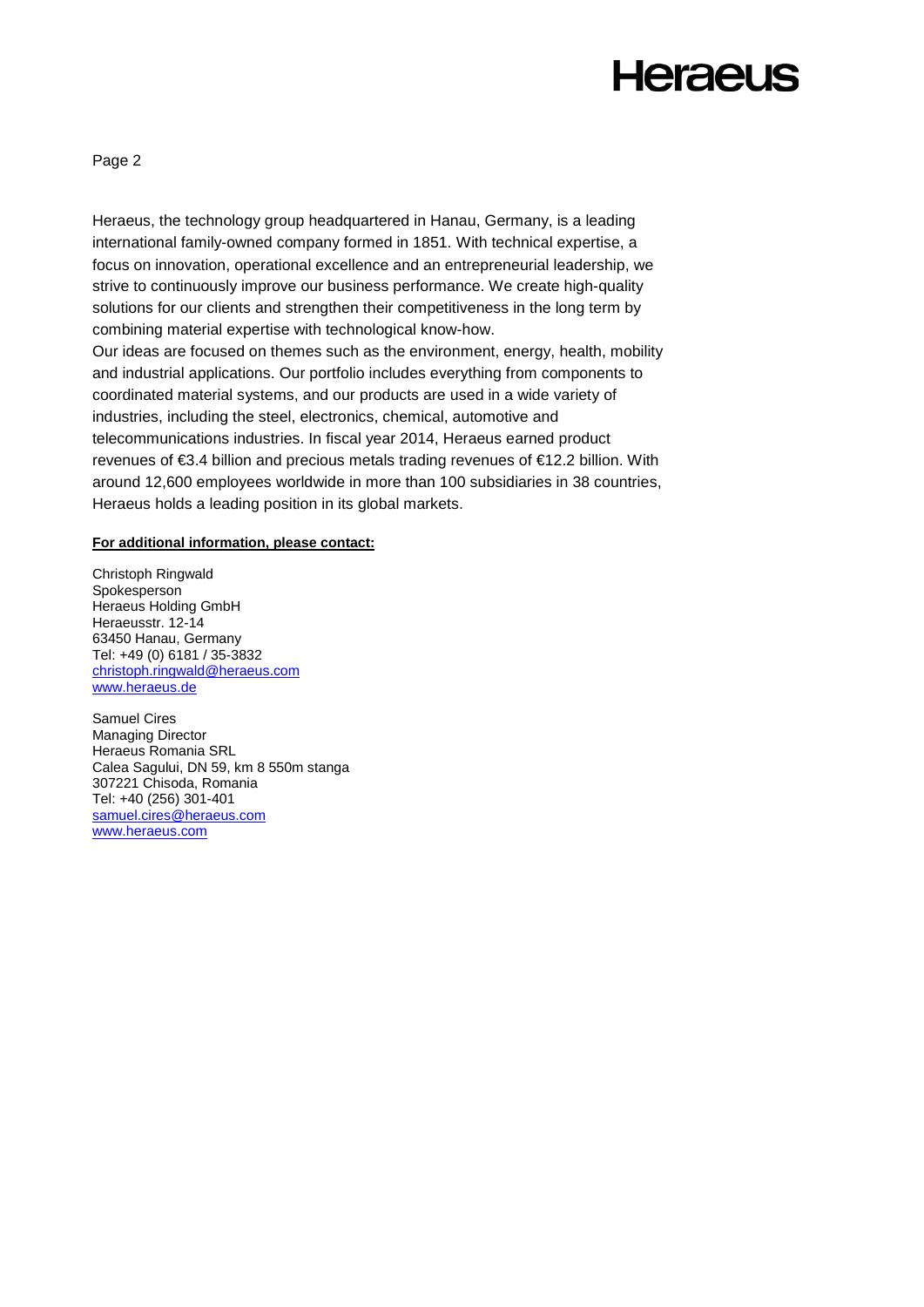Heraeus, the technology group headquartered in Hanau, Germany, is a leading international family-owned company formed in 1851. With technical expertise, a focus on innovation, operational excellence and an entrepreneurial leadership, we strive to continuously improve our business performance. We create high-quality solutions for our clients and strengthen their competitiveness in the long term by combining material expertise with technological know-how.
Our ideas are focused on themes such as the environment, energy, health, mobility and industrial applications. Our portfolio includes everything from components to coordinated material systems, and our products are used in a wide variety of industries, including the steel, electronics, chemical, automotive and telecommunications industries. In fiscal year 2014, Heraeus earned product revenues of €3.4 billion and precious metals trading revenues of €12.2 billion. With around 12,600 employees worldwide in more than 100 subsidiaries in 38 countries, Heraeus holds a leading position in its global markets.

**For additional information, please contact:**

Christoph Ringwald
Spokesperson
Heraeus Holding GmbH
Heraeusstr. 12-14
63450 Hanau, Germany
Tel: +49 (0) 6181 / 35-3832
christoph.ringwald@heraeus.com
www.heraeus.de

Samuel Cires
Managing Director
Heraeus Romania SRL
Calea Sagului, DN 59, km 8 550m stanga
307221 Chisoda, Romania
Tel: +40 (256) 301-401
samuel.cires@heraeus.com
www.heraeus.com